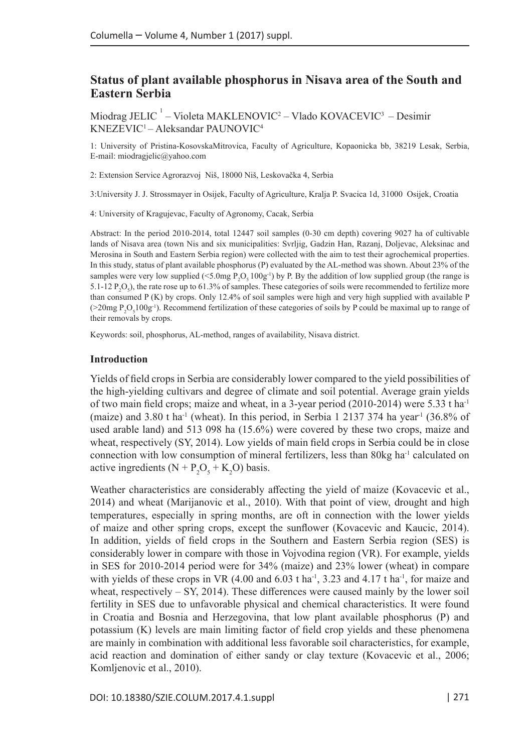# Status of plant available phosphorus in Nisava area of the South and Eastern Serbia

Miodrag JELIC [1] – Violeta MAKLENOVIC[2] – Vlado KOVACEVIC[3] – Desimir KNEZEVIC[1] – Aleksandar PAUNOVIC[4]

1: University of Pristina-KosovskaMitrovica, Faculty of Agriculture, Kopaonicka bb, 38219 Lesak, Serbia, E-mail: miodragjelic@yahoo.com

2: Extension Service Agrorazvoj Niš, 18000 Niš, Leskovačka 4, Serbia

3:University J. J. Strossmayer in Osijek, Faculty of Agriculture, Kralja P. Svacica 1d, 31000 Osijek, Croatia

4: University of Kragujevac, Faculty of Agronomy, Cacak, Serbia

Abstract: In the period 2010-2014, total 12447 soil samples (0-30 cm depth) covering 9027 ha of cultivable lands of Nisava area (town Nis and six municipalities: Svrljig, Gadzin Han, Razanj, Doljevac, Aleksinac and Merosina in South and Eastern Serbia region) were collected with the aim to test their agrochemical properties. In this study, status of plant available phosphorus (P) evaluated by the AL-method was shown. About 23% of the samples were very low supplied (<5.0mg $P_2O_5$ 100g$^{-1}$) by P. By the addition of low supplied group (the range is 5.1-12 $P_2O_5$), the rate rose up to 61.3% of samples. These categories of soils were recommended to fertilize more than consumed P (K) by crops. Only 12.4% of soil samples were high and very high supplied with available P (>20mg $P_2O_5$100g$^{-1}$). Recommend fertilization of these categories of soils by P could be maximal up to range of their removals by crops.

Keywords: soil, phosphorus, AL-method, ranges of availability, Nisava district.

## Introduction

Yields of field crops in Serbia are considerably lower compared to the yield possibilities of the high-yielding cultivars and degree of climate and soil potential. Average grain yields of two main field crops; maize and wheat, in a 3-year period (2010-2014) were 5.33 t ha$^{-1}$ (maize) and 3.80 t ha$^{-1}$ (wheat). In this period, in Serbia 1 2137 374 ha year$^{-1}$ (36.8% of used arable land) and 513 098 ha (15.6%) were covered by these two crops, maize and wheat, respectively (SY, 2014). Low yields of main field crops in Serbia could be in close connection with low consumption of mineral fertilizers, less than 80kg ha$^{-1}$ calculated on active ingredients ($N + P_2O_5 + K_2O$) basis.

Weather characteristics are considerably affecting the yield of maize (Kovacevic et al., 2014) and wheat (Marijanovic et al., 2010). With that point of view, drought and high temperatures, especially in spring months, are oft in connection with the lower yields of maize and other spring crops, except the sunflower (Kovacevic and Kaucic, 2014). In addition, yields of field crops in the Southern and Eastern Serbia region (SES) is considerably lower in compare with those in Vojvodina region (VR). For example, yields in SES for 2010-2014 period were for 34% (maize) and 23% lower (wheat) in compare with yields of these crops in VR (4.00 and 6.03 t ha$^{-1}$, 3.23 and 4.17 t ha$^{-1}$, for maize and wheat, respectively – SY, 2014). These differences were caused mainly by the lower soil fertility in SES due to unfavorable physical and chemical characteristics. It were found in Croatia and Bosnia and Herzegovina, that low plant available phosphorus (P) and potassium (K) levels are main limiting factor of field crop yields and these phenomena are mainly in combination with additional less favorable soil characteristics, for example, acid reaction and domination of either sandy or clay texture (Kovacevic et al., 2006; Komljenovic et al., 2010).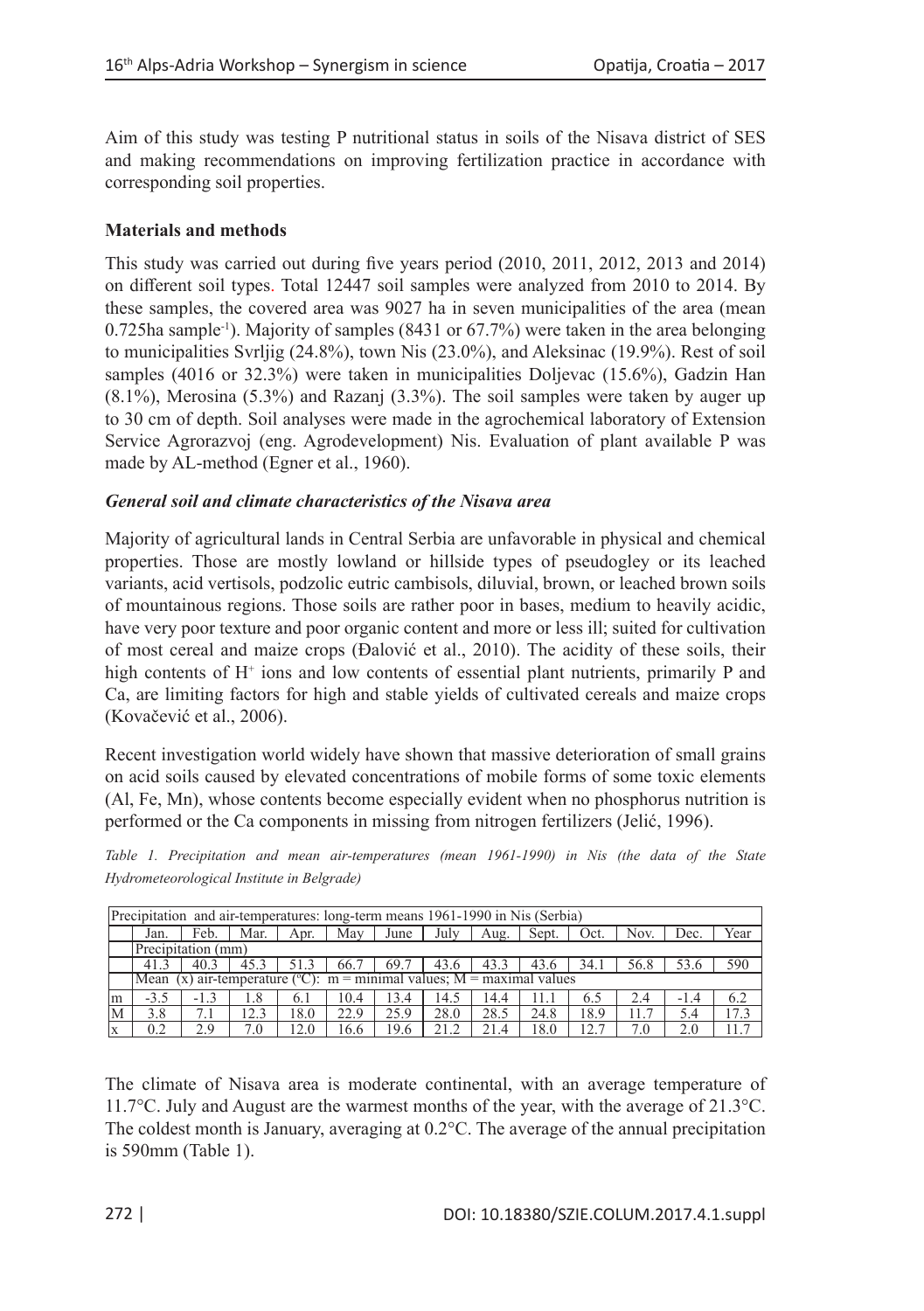Aim of this study was testing P nutritional status in soils of the Nisava district of SES and making recommendations on improving fertilization practice in accordance with corresponding soil properties.

## Materials and methods

This study was carried out during five years period (2010, 2011, 2012, 2013 and 2014) on different soil types. Total 12447 soil samples were analyzed from 2010 to 2014. By these samples, the covered area was 9027 ha in seven municipalities of the area (mean 0.725ha sample$^{-1}$). Majority of samples (8431 or 67.7%) were taken in the area belonging to municipalities Svrljig (24.8%), town Nis (23.0%), and Aleksinac (19.9%). Rest of soil samples (4016 or 32.3%) were taken in municipalities Doljevac (15.6%), Gadzin Han (8.1%), Merosina (5.3%) and Razanj (3.3%). The soil samples were taken by auger up to 30 cm of depth. Soil analyses were made in the agrochemical laboratory of Extension Service Agrorazvoj (eng. Agrodevelopment) Nis. Evaluation of plant available P was made by AL-method (Egner et al., 1960).

### *General soil and climate characteristics of the Nisava area*

Majority of agricultural lands in Central Serbia are unfavorable in physical and chemical properties. Those are mostly lowland or hillside types of pseudogley or its leached variants, acid vertisols, podzolic eutric cambisols, diluvial, brown, or leached brown soils of mountainous regions. Those soils are rather poor in bases, medium to heavily acidic, have very poor texture and poor organic content and more or less ill; suited for cultivation of most cereal and maize crops (Đalović et al., 2010). The acidity of these soils, their high contents of $H^+$ ions and low contents of essential plant nutrients, primarily P and Ca, are limiting factors for high and stable yields of cultivated cereals and maize crops (Kovačević et al., 2006).

Recent investigation world widely have shown that massive deterioration of small grains on acid soils caused by elevated concentrations of mobile forms of some toxic elements (Al, Fe, Mn), whose contents become especially evident when no phosphorus nutrition is performed or the Ca components in missing from nitrogen fertilizers (Jelić, 1996).

*Table 1. Precipitation and mean air-temperatures (mean 1961-1990) in Nis (the data of the State Hydrometeorological Institute in Belgrade)*

| Precipitation and air-temperatures: long-term means 1961-1990 in Nis (Serbia) | | | | | | | | | | | | | |
|---|---|---|---|---|---|---|---|---|---|---|---|---|---|
| | Jan. | Feb. | Mar. | Apr. | May | June | July | Aug. | Sept. | Oct. | Nov. | Dec. | Year |
| | Precipitation (mm) | | | | | | | | | | | | |
| | 41.3 | 40.3 | 45.3 | 51.3 | 66.7 | 69.7 | 43.6 | 43.3 | 43.6 | 34.1 | 56.8 | 53.6 | 590 |
| | Mean (x) air-temperature (°C): m = minimal values; M = maximal values | | | | | | | | | | | | |
| m | -3.5 | -1.3 | 1.8 | 6.1 | 10.4 | 13.4 | 14.5 | 14.4 | 11.1 | 6.5 | 2.4 | -1.4 | 6.2 |
| M | 3.8 | 7.1 | 12.3 | 18.0 | 22.9 | 25.9 | 28.0 | 28.5 | 24.8 | 18.9 | 11.7 | 5.4 | 17.3 |
| x | 0.2 | 2.9 | 7.0 | 12.0 | 16.6 | 19.6 | 21.2 | 21.4 | 18.0 | 12.7 | 7.0 | 2.0 | 11.7 |

The climate of Nisava area is moderate continental, with an average temperature of 11.7°C. July and August are the warmest months of the year, with the average of 21.3°C. The coldest month is January, averaging at 0.2°C. The average of the annual precipitation is 590mm (Table 1).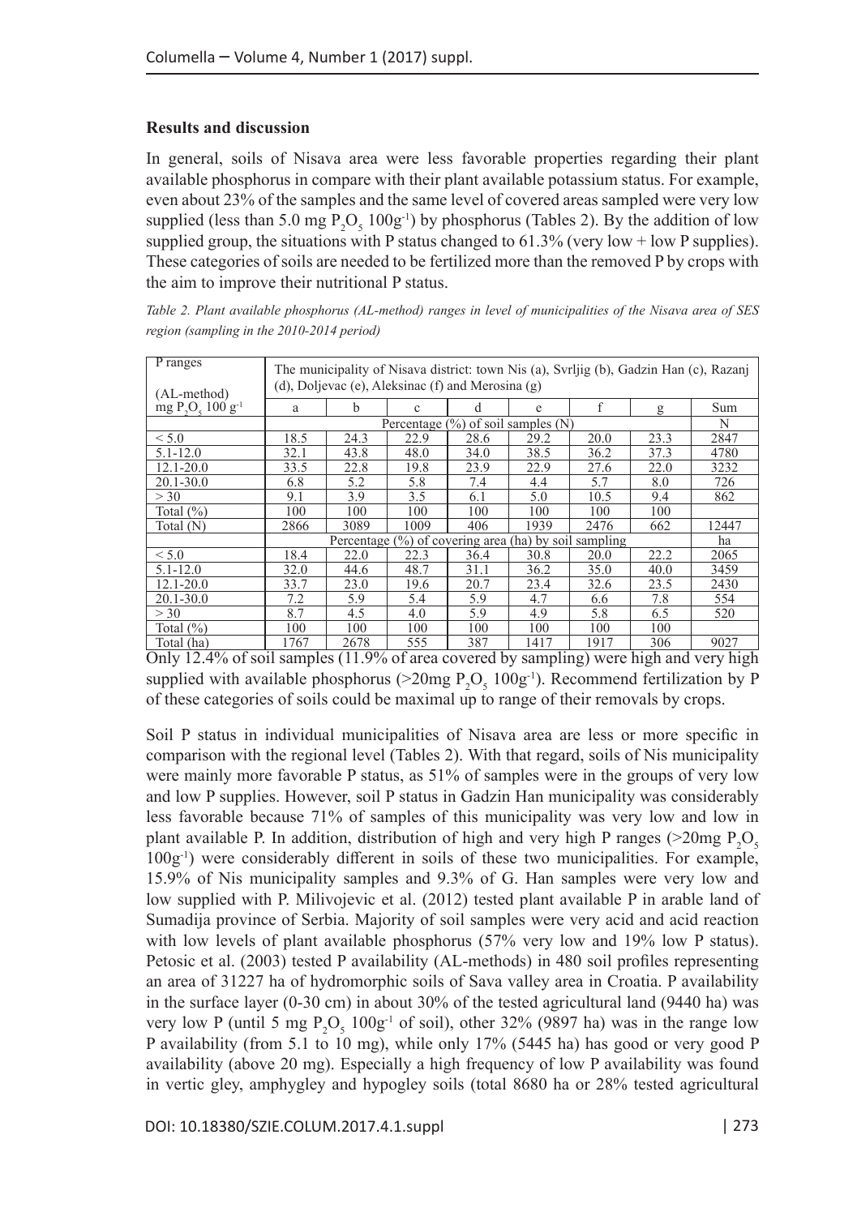## Results and discussion

In general, soils of Nisava area were less favorable properties regarding their plant available phosphorus in compare with their plant available potassium status. For example, even about 23% of the samples and the same level of covered areas sampled were very low supplied (less than 5.0 mg $P_2O_5$ $100g^{-1}$) by phosphorus (Tables 2). By the addition of low supplied group, the situations with P status changed to 61.3% (very low + low P supplies). These categories of soils are needed to be fertilized more than the removed P by crops with the aim to improve their nutritional P status.

*Table 2. Plant available phosphorus (AL-method) ranges in level of municipalities of the Nisava area of SES region (sampling in the 2010-2014 period)*

| P ranges (AL-method) mg $P_2O_5$ 100 $g^{-1}$ | The municipality of Nisava district: town Nis (a), Svrljig (b), Gadzin Han (c), Razanj (d), Doljevac (e), Aleksinac (f) and Merosina (g) | | | | | | | |
|---|---|---|---|---|---|---|---|---|
| | a | b | c | d | e | f | g | Sum |
| | Percentage (%) of soil samples (N) | | | | | | | N |
| < 5.0 | 18.5 | 24.3 | 22.9 | 28.6 | 29.2 | 20.0 | 23.3 | 2847 |
| 5.1-12.0 | 32.1 | 43.8 | 48.0 | 34.0 | 38.5 | 36.2 | 37.3 | 4780 |
| 12.1-20.0 | 33.5 | 22.8 | 19.8 | 23.9 | 22.9 | 27.6 | 22.0 | 3232 |
| 20.1-30.0 | 6.8 | 5.2 | 5.8 | 7.4 | 4.4 | 5.7 | 8.0 | 726 |
| > 30 | 9.1 | 3.9 | 3.5 | 6.1 | 5.0 | 10.5 | 9.4 | 862 |
| Total (%) | 100 | 100 | 100 | 100 | 100 | 100 | 100 | |
| Total (N) | 2866 | 3089 | 1009 | 406 | 1939 | 2476 | 662 | 12447 |
| | Percentage (%) of covering area (ha) by soil sampling | | | | | | | ha |
| < 5.0 | 18.4 | 22.0 | 22.3 | 36.4 | 30.8 | 20.0 | 22.2 | 2065 |
| 5.1-12.0 | 32.0 | 44.6 | 48.7 | 31.1 | 36.2 | 35.0 | 40.0 | 3459 |
| 12.1-20.0 | 33.7 | 23.0 | 19.6 | 20.7 | 23.4 | 32.6 | 23.5 | 2430 |
| 20.1-30.0 | 7.2 | 5.9 | 5.4 | 5.9 | 4.7 | 6.6 | 7.8 | 554 |
| > 30 | 8.7 | 4.5 | 4.0 | 5.9 | 4.9 | 5.8 | 6.5 | 520 |
| Total (%) | 100 | 100 | 100 | 100 | 100 | 100 | 100 | |
| Total (ha) | 1767 | 2678 | 555 | 387 | 1417 | 1917 | 306 | 9027 |

Only 12.4% of soil samples (11.9% of area covered by sampling) were high and very high supplied with available phosphorus (>20mg $P_2O_5$ $100g^{-1}$). Recommend fertilization by P of these categories of soils could be maximal up to range of their removals by crops.

Soil P status in individual municipalities of Nisava area are less or more specific in comparison with the regional level (Tables 2). With that regard, soils of Nis municipality were mainly more favorable P status, as 51% of samples were in the groups of very low and low P supplies. However, soil P status in Gadzin Han municipality was considerably less favorable because 71% of samples of this municipality was very low and low in plant available P. In addition, distribution of high and very high P ranges (>20mg $P_2O_5$ $100g^{-1}$) were considerably different in soils of these two municipalities. For example, 15.9% of Nis municipality samples and 9.3% of G. Han samples were very low and low supplied with P. Milivojevic et al. (2012) tested plant available P in arable land of Sumadija province of Serbia. Majority of soil samples were very acid and acid reaction with low levels of plant available phosphorus (57% very low and 19% low P status). Petosic et al. (2003) tested P availability (AL-methods) in 480 soil profiles representing an area of 31227 ha of hydromorphic soils of Sava valley area in Croatia. P availability in the surface layer (0-30 cm) in about 30% of the tested agricultural land (9440 ha) was very low P (until 5 mg $P_2O_5$ $100g^{-1}$ of soil), other 32% (9897 ha) was in the range low P availability (from 5.1 to 10 mg), while only 17% (5445 ha) has good or very good P availability (above 20 mg). Especially a high frequency of low P availability was found in vertic gley, amphygley and hypogley soils (total 8680 ha or 28% tested agricultural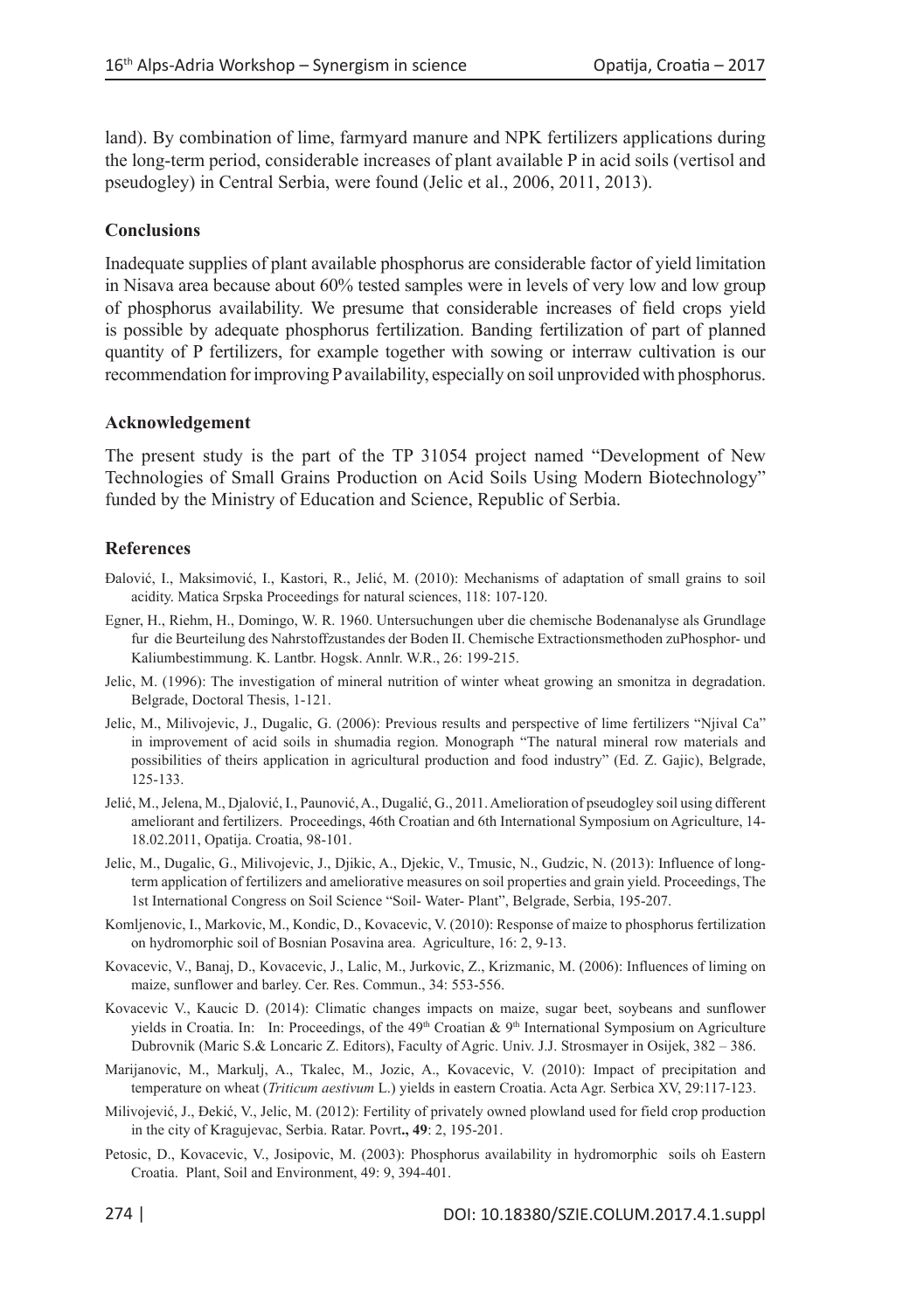land). By combination of lime, farmyard manure and NPK fertilizers applications during the long-term period, considerable increases of plant available P in acid soils (vertisol and pseudogley) in Central Serbia, were found (Jelic et al., 2006, 2011, 2013).

## Conclusions

Inadequate supplies of plant available phosphorus are considerable factor of yield limitation in Nisava area because about 60% tested samples were in levels of very low and low group of phosphorus availability. We presume that considerable increases of field crops yield is possible by adequate phosphorus fertilization. Banding fertilization of part of planned quantity of P fertilizers, for example together with sowing or interraw cultivation is our recommendation for improving P availability, especially on soil unprovided with phosphorus.

## Acknowledgement

The present study is the part of the TP 31054 project named "Development of New Technologies of Small Grains Production on Acid Soils Using Modern Biotechnology" funded by the Ministry of Education and Science, Republic of Serbia.

## References

Đalović, I., Maksimović, I., Kastori, R., Jelić, M. (2010): Mechanisms of adaptation of small grains to soil acidity. Matica Srpska Proceedings for natural sciences, 118: 107-120.

Egner, H., Riehm, H., Domingo, W. R. 1960. Untersuchungen uber die chemische Bodenanalyse als Grundlage fur die Beurteilung des Nahrstoffzustandes der Boden II. Chemische Extractionsmethoden zuPhosphor- und Kaliumbestimmung. K. Lantbr. Hogsk. Annlr. W.R., 26: 199-215.

Jelic, M. (1996): The investigation of mineral nutrition of winter wheat growing an smonitza in degradation. Belgrade, Doctoral Thesis, 1-121.

Jelic, M., Milivojevic, J., Dugalic, G. (2006): Previous results and perspective of lime fertilizers "Njival Ca" in improvement of acid soils in shumadia region. Monograph "The natural mineral row materials and possibilities of theirs application in agricultural production and food industry" (Ed. Z. Gajic), Belgrade, 125-133.

Jelić, M., Jelena, M., Djalović, I., Paunović, A., Dugalić, G., 2011. Amelioration of pseudogley soil using different ameliorant and fertilizers. Proceedings, 46th Croatian and 6th International Symposium on Agriculture, 14-18.02.2011, Opatija. Croatia, 98-101.

Jelic, M., Dugalic, G., Milivojevic, J., Djikic, A., Djekic, V., Tmusic, N., Gudzic, N. (2013): Influence of long-term application of fertilizers and ameliorative measures on soil properties and grain yield. Proceedings, The 1st International Congress on Soil Science "Soil- Water- Plant", Belgrade, Serbia, 195-207.

Komljenovic, I., Markovic, M., Kondic, D., Kovacevic, V. (2010): Response of maize to phosphorus fertilization on hydromorphic soil of Bosnian Posavina area. Agriculture, 16: 2, 9-13.

Kovacevic, V., Banaj, D., Kovacevic, J., Lalic, M., Jurkovic, Z., Krizmanic, M. (2006): Influences of liming on maize, sunflower and barley. Cer. Res. Commun., 34: 553-556.

Kovacevic V., Kaucic D. (2014): Climatic changes impacts on maize, sugar beet, soybeans and sunflower yields in Croatia. In: In: Proceedings, of the 49th Croatian & 9th International Symposium on Agriculture Dubrovnik (Maric S.& Loncaric Z. Editors), Faculty of Agric. Univ. J.J. Strosmayer in Osijek, 382 – 386.

Marijanovic, M., Markulj, A., Tkalec, M., Jozic, A., Kovacevic, V. (2010): Impact of precipitation and temperature on wheat (*Triticum aestivum* L.) yields in eastern Croatia. Acta Agr. Serbica XV, 29:117-123.

Milivojević, J., Đekić, V., Jelic, M. (2012): Fertility of privately owned plowland used for field crop production in the city of Kragujevac, Serbia. Ratar. Povrt**., 49**: 2, 195-201.

Petosic, D., Kovacevic, V., Josipovic, M. (2003): Phosphorus availability in hydromorphic soils oh Eastern Croatia. Plant, Soil and Environment, 49: 9, 394-401.